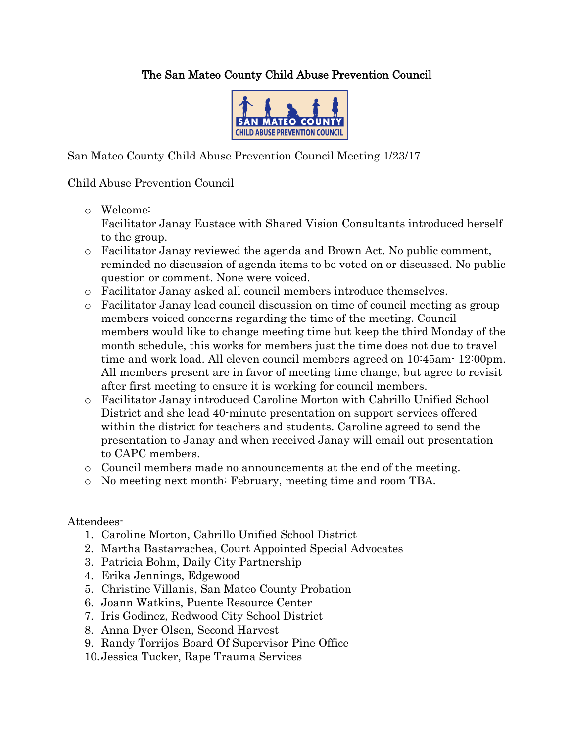# The San Mateo County Child Abuse Prevention Council

San Mateo County Child Abuse Prevention Council Meeting 1/23/17

Child Abuse Prevention Council

- Welcome:
  Facilitator Janay Eustace with Shared Vision Consultants introduced herself to the group.
- Facilitator Janay reviewed the agenda and Brown Act. No public comment, reminded no discussion of agenda items to be voted on or discussed. No public question or comment. None were voiced.
- Facilitator Janay asked all council members introduce themselves.
- Facilitator Janay lead council discussion on time of council meeting as group members voiced concerns regarding the time of the meeting. Council members would like to change meeting time but keep the third Monday of the month schedule, this works for members just the time does not due to travel time and work load. All eleven council members agreed on 10:45am- 12:00pm. All members present are in favor of meeting time change, but agree to revisit after first meeting to ensure it is working for council members.
- Facilitator Janay introduced Caroline Morton with Cabrillo Unified School District and she lead 40-minute presentation on support services offered within the district for teachers and students. Caroline agreed to send the presentation to Janay and when received Janay will email out presentation to CAPC members.
- Council members made no announcements at the end of the meeting.
- No meeting next month: February, meeting time and room TBA.

Attendees-

1. Caroline Morton, Cabrillo Unified School District
2. Martha Bastarrachea, Court Appointed Special Advocates
3. Patricia Bohm, Daily City Partnership
4. Erika Jennings, Edgewood
5. Christine Villanis, San Mateo County Probation
6. Joann Watkins, Puente Resource Center
7. Iris Godinez, Redwood City School District
8. Anna Dyer Olsen, Second Harvest
9. Randy Torrijos Board Of Supervisor Pine Office
10. Jessica Tucker, Rape Trauma Services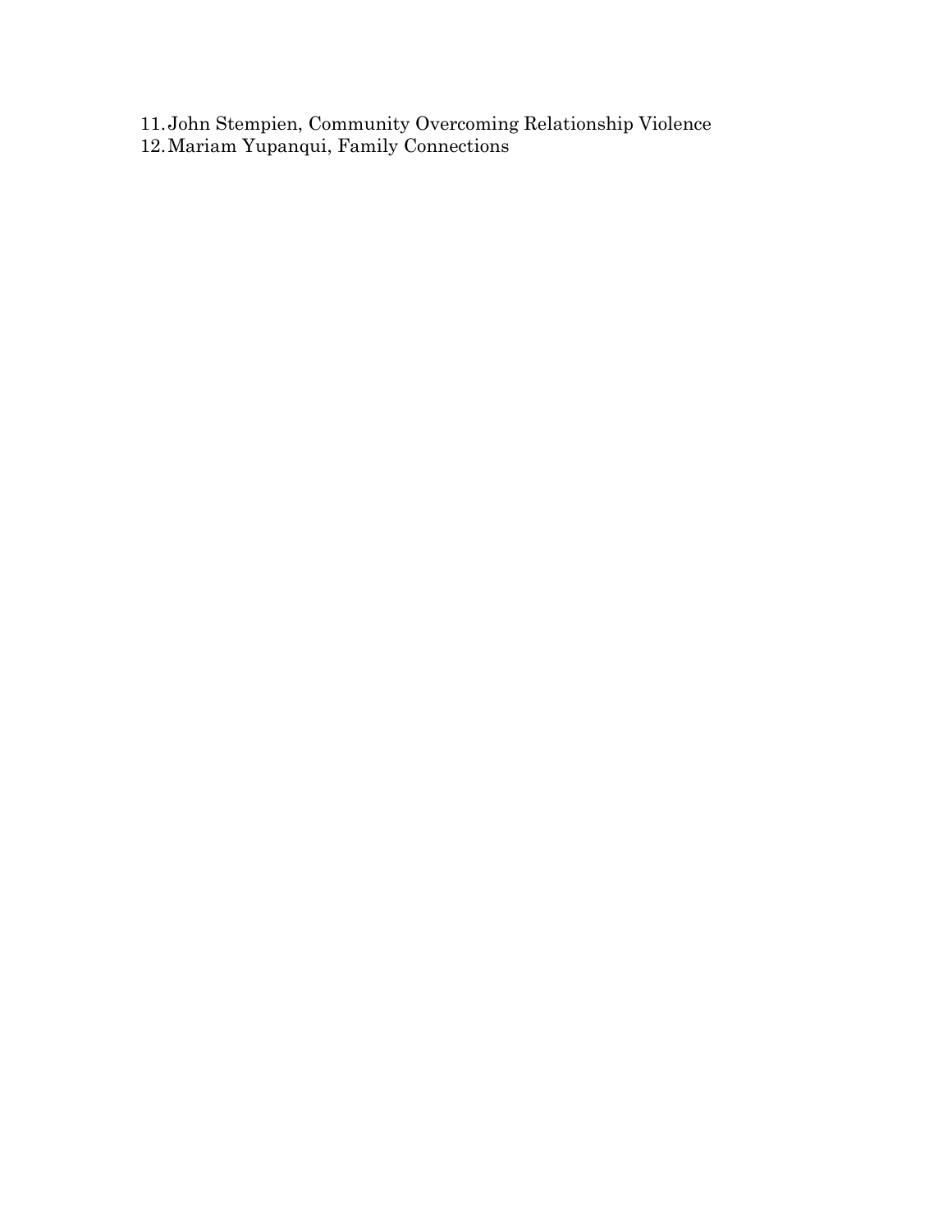11. John Stempien, Community Overcoming Relationship Violence
12. Mariam Yupanqui, Family Connections